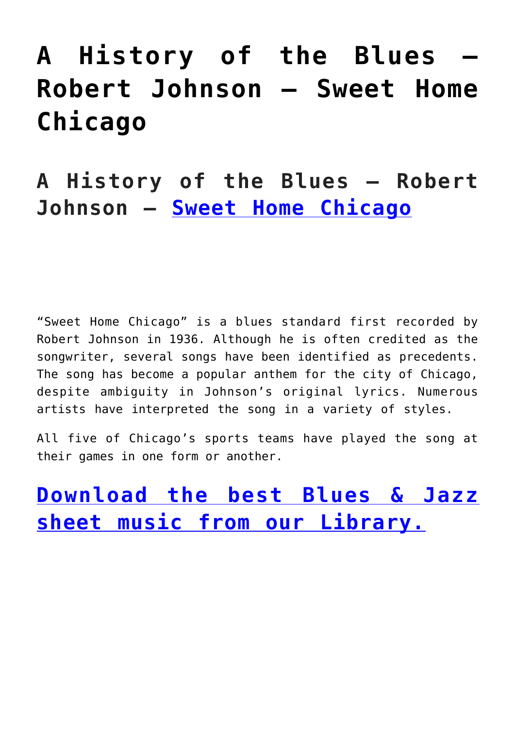# A History of the Blues – Robert Johnson – Sweet Home Chicago

## A History of the Blues – Robert Johnson – Sweet Home Chicago

"Sweet Home Chicago" is a blues standard first recorded by Robert Johnson in 1936. Although he is often credited as the songwriter, several songs have been identified as precedents. The song has become a popular anthem for the city of Chicago, despite ambiguity in Johnson's original lyrics. Numerous artists have interpreted the song in a variety of styles.

All five of Chicago's sports teams have played the song at their games in one form or another.

## Download the best Blues & Jazz sheet music from our Library.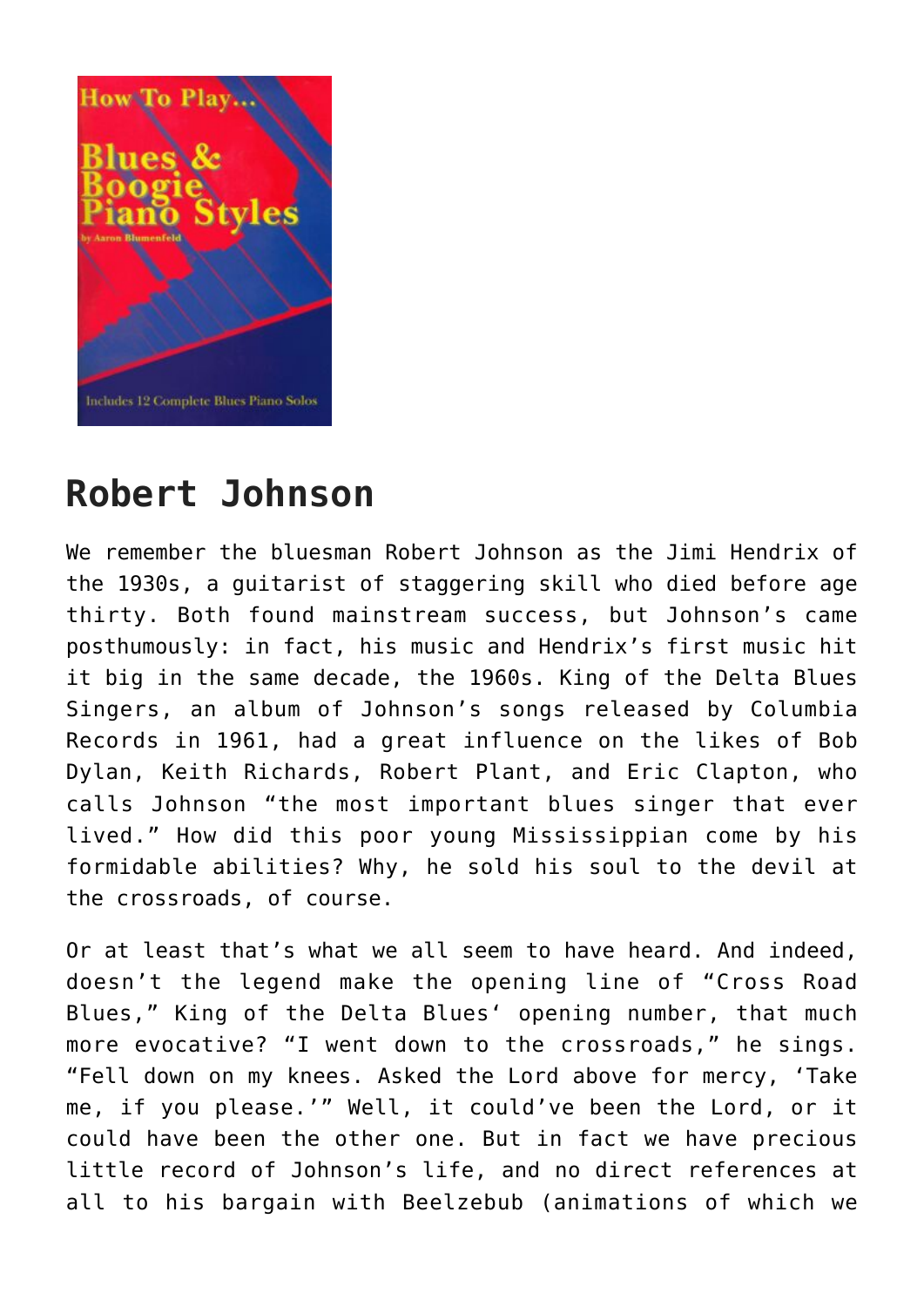## Robert Johnson

We remember the bluesman Robert Johnson as the Jimi Hendrix of the 1930s, a guitarist of staggering skill who died before age thirty. Both found mainstream success, but Johnson's came posthumously: in fact, his music and Hendrix's first music hit it big in the same decade, the 1960s. King of the Delta Blues Singers, an album of Johnson's songs released by Columbia Records in 1961, had a great influence on the likes of Bob Dylan, Keith Richards, Robert Plant, and Eric Clapton, who calls Johnson "the most important blues singer that ever lived." How did this poor young Mississippian come by his formidable abilities? Why, he sold his soul to the devil at the crossroads, of course.

Or at least that's what we all seem to have heard. And indeed, doesn't the legend make the opening line of "Cross Road Blues," King of the Delta Blues' opening number, that much more evocative? "I went down to the crossroads," he sings. "Fell down on my knees. Asked the Lord above for mercy, 'Take me, if you please.'" Well, it could've been the Lord, or it could have been the other one. But in fact we have precious little record of Johnson's life, and no direct references at all to his bargain with Beelzebub (animations of which we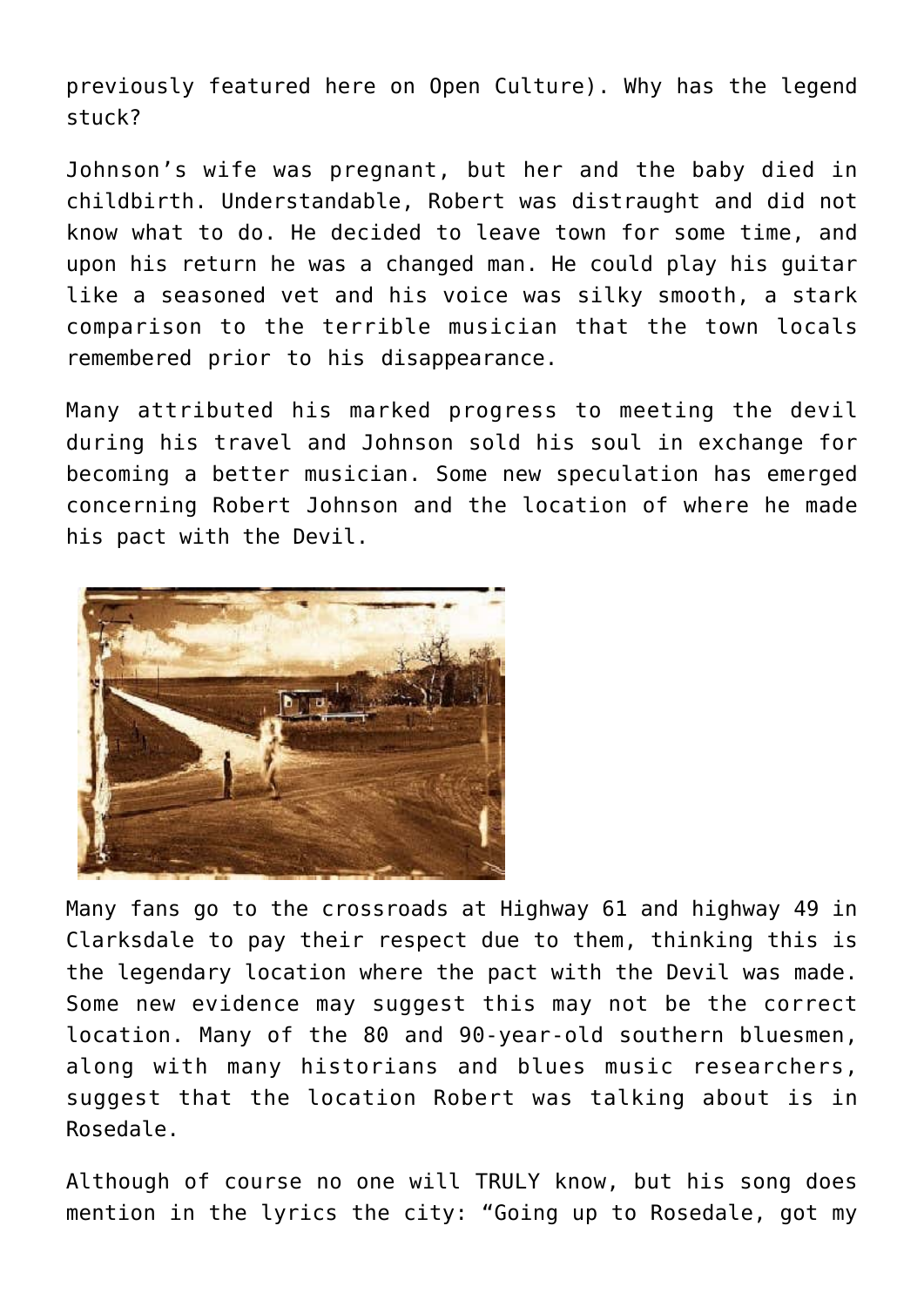previously featured here on Open Culture). Why has the legend stuck?

Johnson’s wife was pregnant, but her and the baby died in childbirth. Understandable, Robert was distraught and did not know what to do. He decided to leave town for some time, and upon his return he was a changed man. He could play his guitar like a seasoned vet and his voice was silky smooth, a stark comparison to the terrible musician that the town locals remembered prior to his disappearance.

Many attributed his marked progress to meeting the devil during his travel and Johnson sold his soul in exchange for becoming a better musician. Some new speculation has emerged concerning Robert Johnson and the location of where he made his pact with the Devil.

Many fans go to the crossroads at Highway 61 and highway 49 in Clarksdale to pay their respect due to them, thinking this is the legendary location where the pact with the Devil was made. Some new evidence may suggest this may not be the correct location. Many of the 80 and 90-year-old southern bluesmen, along with many historians and blues music researchers, suggest that the location Robert was talking about is in Rosedale.

Although of course no one will TRULY know, but his song does mention in the lyrics the city: “Going up to Rosedale, got my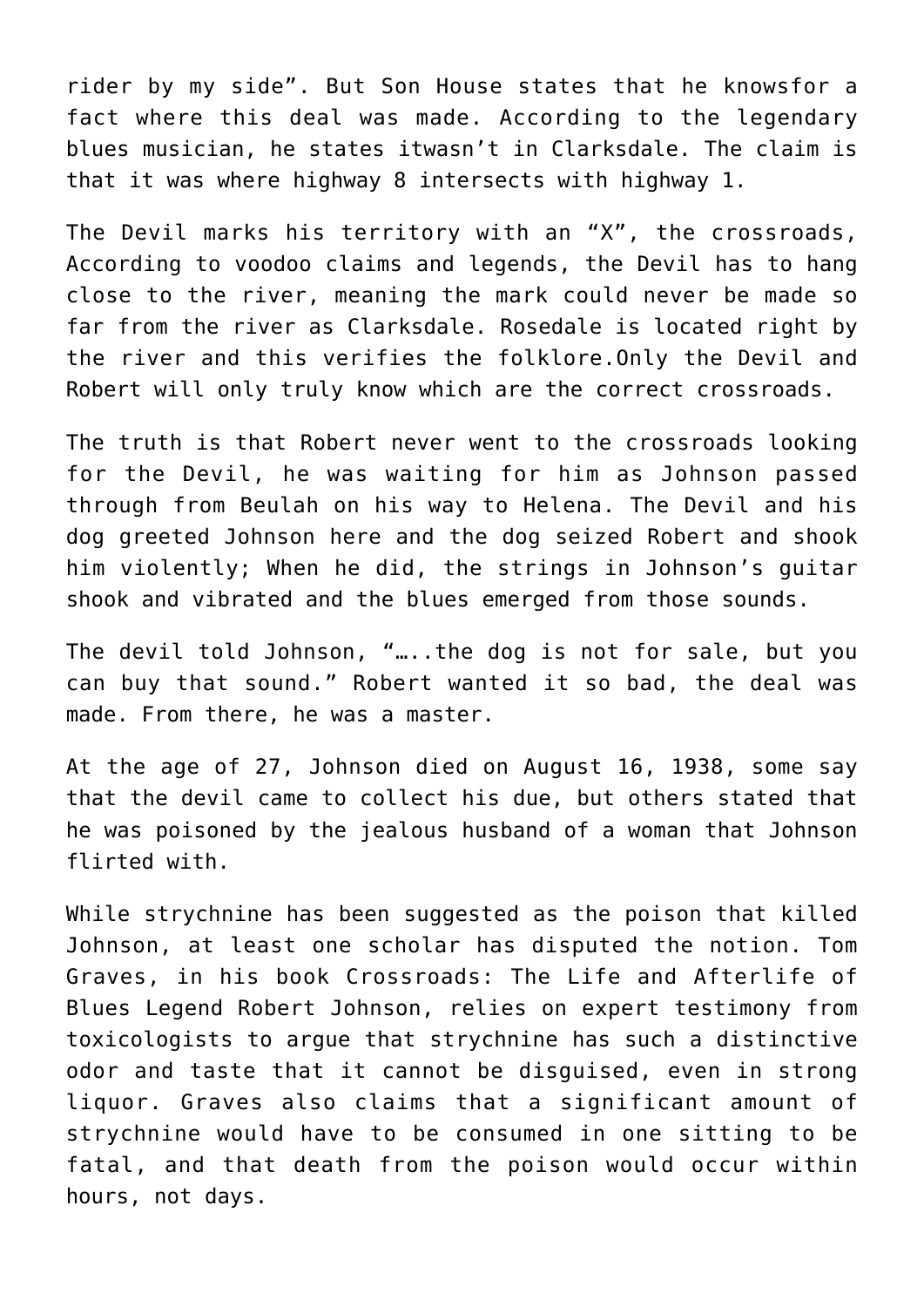rider by my side". But Son House states that he knowsfor a fact where this deal was made. According to the legendary blues musician, he states itwasn't in Clarksdale. The claim is that it was where highway 8 intersects with highway 1.

The Devil marks his territory with an "X", the crossroads, According to voodoo claims and legends, the Devil has to hang close to the river, meaning the mark could never be made so far from the river as Clarksdale. Rosedale is located right by the river and this verifies the folklore.Only the Devil and Robert will only truly know which are the correct crossroads.

The truth is that Robert never went to the crossroads looking for the Devil, he was waiting for him as Johnson passed through from Beulah on his way to Helena. The Devil and his dog greeted Johnson here and the dog seized Robert and shook him violently; When he did, the strings in Johnson's guitar shook and vibrated and the blues emerged from those sounds.

The devil told Johnson, "…..the dog is not for sale, but you can buy that sound." Robert wanted it so bad, the deal was made. From there, he was a master.

At the age of 27, Johnson died on August 16, 1938, some say that the devil came to collect his due, but others stated that he was poisoned by the jealous husband of a woman that Johnson flirted with.

While strychnine has been suggested as the poison that killed Johnson, at least one scholar has disputed the notion. Tom Graves, in his book Crossroads: The Life and Afterlife of Blues Legend Robert Johnson, relies on expert testimony from toxicologists to argue that strychnine has such a distinctive odor and taste that it cannot be disguised, even in strong liquor. Graves also claims that a significant amount of strychnine would have to be consumed in one sitting to be fatal, and that death from the poison would occur within hours, not days.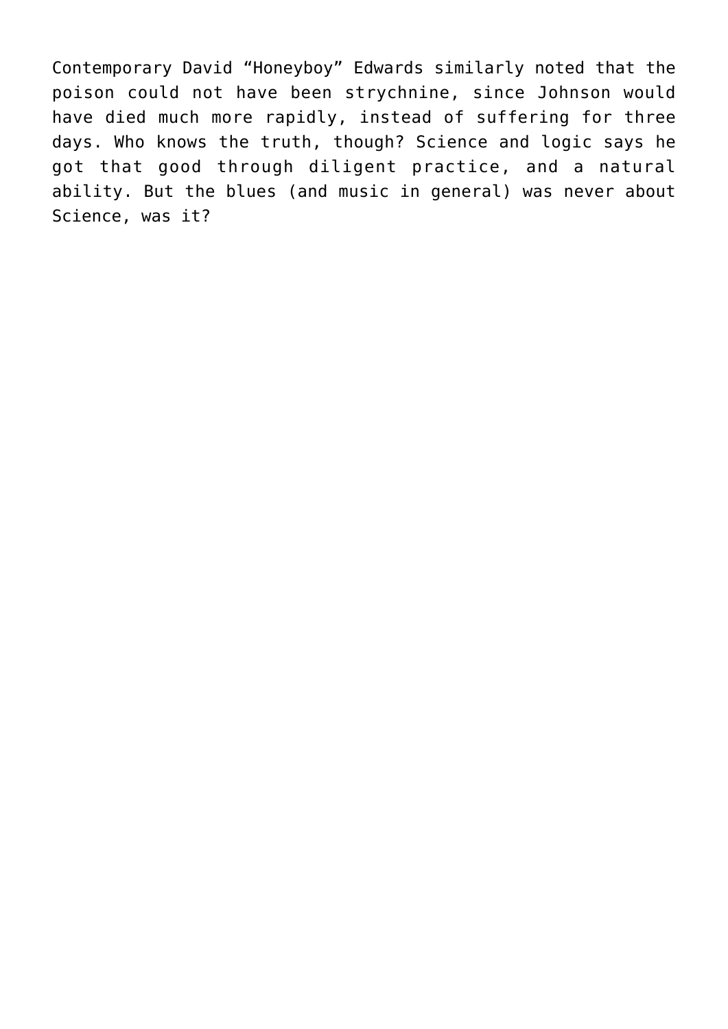Contemporary David “Honeyboy” Edwards similarly noted that the poison could not have been strychnine, since Johnson would have died much more rapidly, instead of suffering for three days. Who knows the truth, though? Science and logic says he got that good through diligent practice, and a natural ability. But the blues (and music in general) was never about Science, was it?